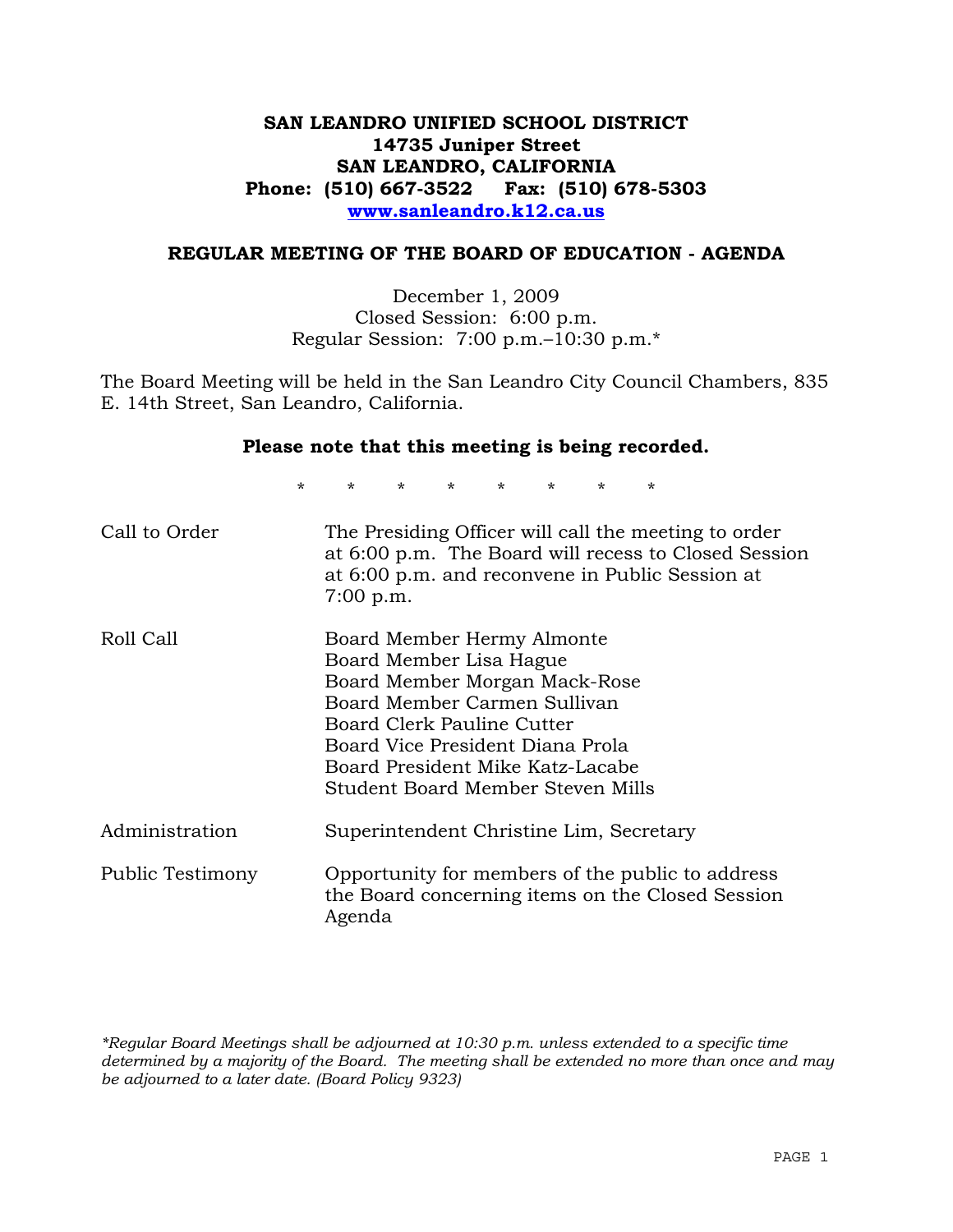# SAN LEANDRO UNIFIED SCHOOL DISTRICT
**14735 Juniper Street**
**SAN LEANDRO, CALIFORNIA**
**Phone: (510) 667-3522 Fax: (510) 678-5303**
**www.sanleandro.k12.ca.us**

## REGULAR MEETING OF THE BOARD OF EDUCATION - AGENDA

December 1, 2009
Closed Session: 6:00 p.m.
Regular Session: 7:00 p.m.–10:30 p.m.*

The Board Meeting will be held in the San Leandro City Council Chambers, 835 E. 14th Street, San Leandro, California.

**Please note that this meeting is being recorded.**

\* \* \* \* \* \* \* \*

| | |
|---|---|
| Call to Order | The Presiding Officer will call the meeting to order at 6:00 p.m. The Board will recess to Closed Session at 6:00 p.m. and reconvene in Public Session at 7:00 p.m. |
| Roll Call | Board Member Hermy Almonte<br>Board Member Lisa Hague<br>Board Member Morgan Mack-Rose<br>Board Member Carmen Sullivan<br>Board Clerk Pauline Cutter<br>Board Vice President Diana Prola<br>Board President Mike Katz-Lacabe<br>Student Board Member Steven Mills |
| Administration | Superintendent Christine Lim, Secretary |
| Public Testimony | Opportunity for members of the public to address the Board concerning items on the Closed Session Agenda |

*\*Regular Board Meetings shall be adjourned at 10:30 p.m. unless extended to a specific time determined by a majority of the Board. The meeting shall be extended no more than once and may be adjourned to a later date. (Board Policy 9323)*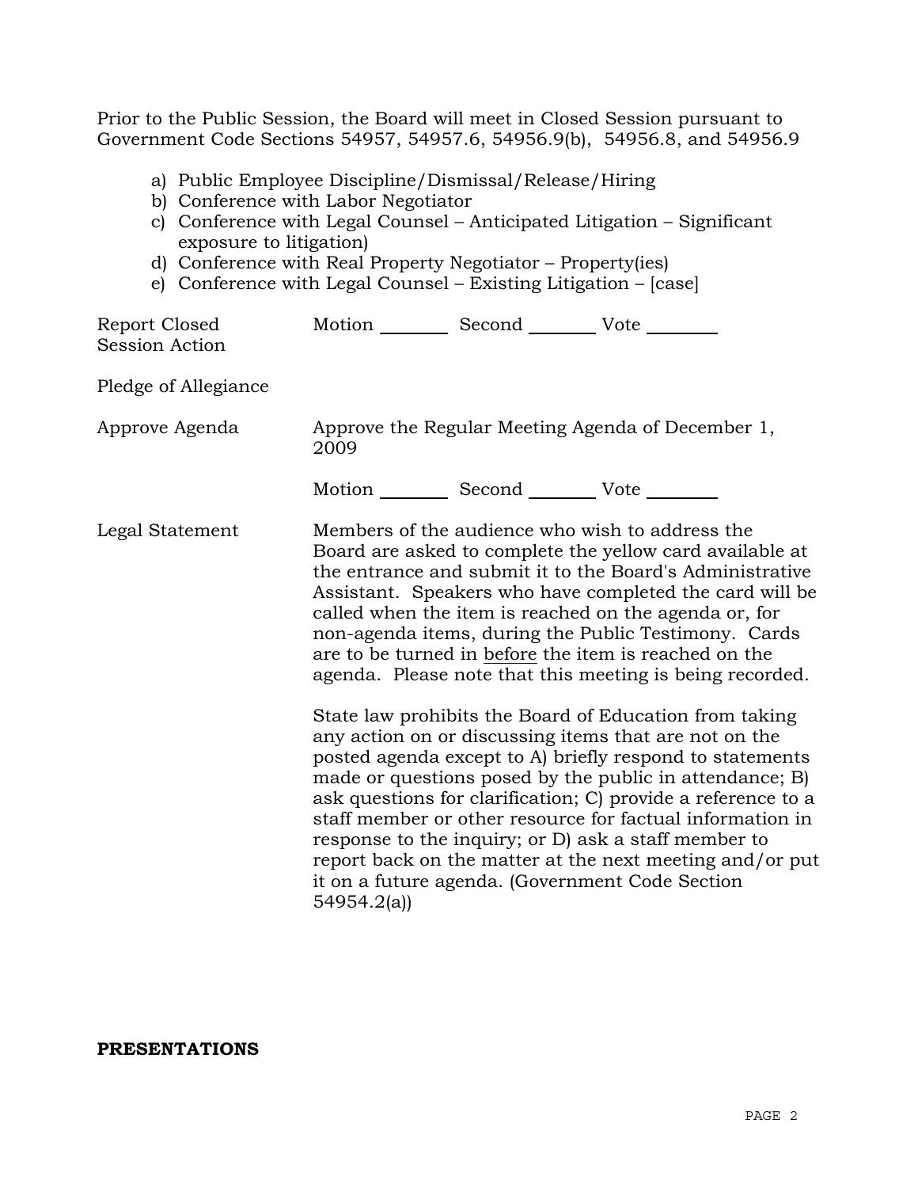Prior to the Public Session, the Board will meet in Closed Session pursuant to Government Code Sections 54957, 54957.6, 54956.9(b), 54956.8, and 54956.9

a) Public Employee Discipline/Dismissal/Release/Hiring
b) Conference with Labor Negotiator
c) Conference with Legal Counsel – Anticipated Litigation – Significant exposure to litigation)
d) Conference with Real Property Negotiator – Property(ies)
e) Conference with Legal Counsel – Existing Litigation – [case]

Report Closed Session Action — Motion ________ Second ________ Vote ________

Pledge of Allegiance

Approve Agenda — Approve the Regular Meeting Agenda of December 1, 2009

Motion ________ Second ________ Vote ________

Legal Statement — Members of the audience who wish to address the Board are asked to complete the yellow card available at the entrance and submit it to the Board's Administrative Assistant. Speakers who have completed the card will be called when the item is reached on the agenda or, for non-agenda items, during the Public Testimony. Cards are to be turned in <u>before</u> the item is reached on the agenda. Please note that this meeting is being recorded.

State law prohibits the Board of Education from taking any action on or discussing items that are not on the posted agenda except to A) briefly respond to statements made or questions posed by the public in attendance; B) ask questions for clarification; C) provide a reference to a staff member or other resource for factual information in response to the inquiry; or D) ask a staff member to report back on the matter at the next meeting and/or put it on a future agenda. (Government Code Section 54954.2(a))

**PRESENTATIONS**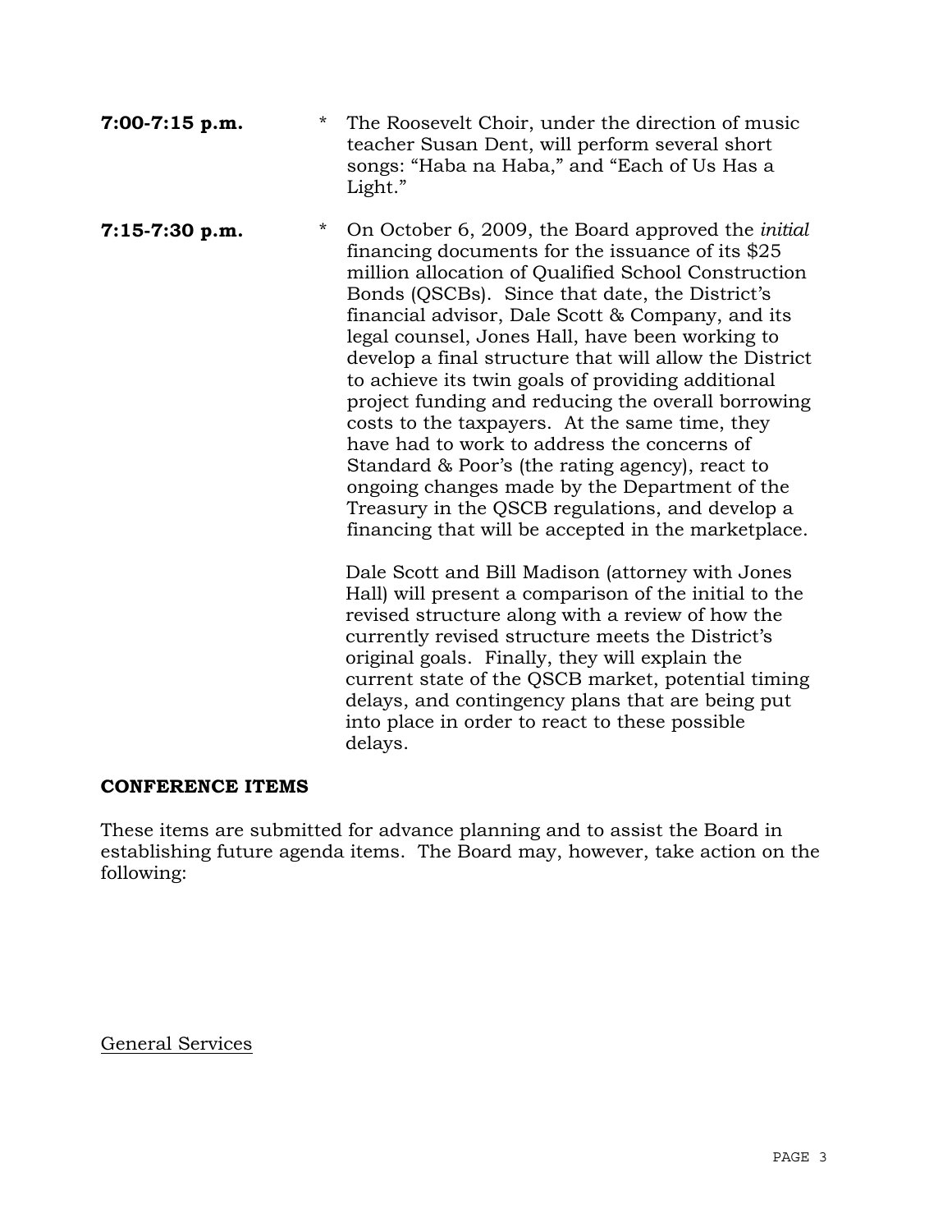**7:00-7:15 p.m.** * The Roosevelt Choir, under the direction of music teacher Susan Dent, will perform several short songs: "Haba na Haba," and "Each of Us Has a Light."

**7:15-7:30 p.m.** * On October 6, 2009, the Board approved the *initial* financing documents for the issuance of its $25 million allocation of Qualified School Construction Bonds (QSCBs). Since that date, the District's financial advisor, Dale Scott & Company, and its legal counsel, Jones Hall, have been working to develop a final structure that will allow the District to achieve its twin goals of providing additional project funding and reducing the overall borrowing costs to the taxpayers. At the same time, they have had to work to address the concerns of Standard & Poor's (the rating agency), react to ongoing changes made by the Department of the Treasury in the QSCB regulations, and develop a financing that will be accepted in the marketplace.

Dale Scott and Bill Madison (attorney with Jones Hall) will present a comparison of the initial to the revised structure along with a review of how the currently revised structure meets the District's original goals. Finally, they will explain the current state of the QSCB market, potential timing delays, and contingency plans that are being put into place in order to react to these possible delays.

**CONFERENCE ITEMS**

These items are submitted for advance planning and to assist the Board in establishing future agenda items. The Board may, however, take action on the following:

General Services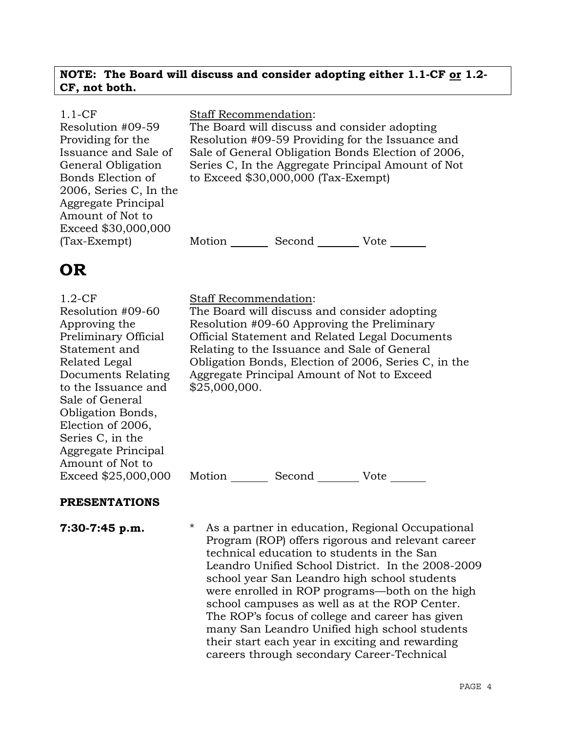**NOTE: The Board will discuss and consider adopting either 1.1-CF <u>or</u> 1.2-CF, not both.**

1.1-CF
Resolution #09-59 Providing for the Issuance and Sale of General Obligation Bonds Election of 2006, Series C, In the Aggregate Principal Amount of Not to Exceed $30,000,000 (Tax-Exempt)

<u>Staff Recommendation</u>:
The Board will discuss and consider adopting Resolution #09-59 Providing for the Issuance and Sale of General Obligation Bonds Election of 2006, Series C, In the Aggregate Principal Amount of Not to Exceed $30,000,000 (Tax-Exempt)

Motion _______ Second _______ Vote _______

# OR

1.2-CF
Resolution #09-60 Approving the Preliminary Official Statement and Related Legal Documents Relating to the Issuance and Sale of General Obligation Bonds, Election of 2006, Series C, in the Aggregate Principal Amount of Not to Exceed $25,000,000

<u>Staff Recommendation</u>:
The Board will discuss and consider adopting Resolution #09-60 Approving the Preliminary Official Statement and Related Legal Documents Relating to the Issuance and Sale of General Obligation Bonds, Election of 2006, Series C, in the Aggregate Principal Amount of Not to Exceed $25,000,000.

Motion _______ Second _______ Vote _______

**PRESENTATIONS**

**7:30-7:45 p.m.**

* As a partner in education, Regional Occupational Program (ROP) offers rigorous and relevant career technical education to students in the San Leandro Unified School District. In the 2008-2009 school year San Leandro high school students were enrolled in ROP programs—both on the high school campuses as well as at the ROP Center. The ROP's focus of college and career has given many San Leandro Unified high school students their start each year in exciting and rewarding careers through secondary Career-Technical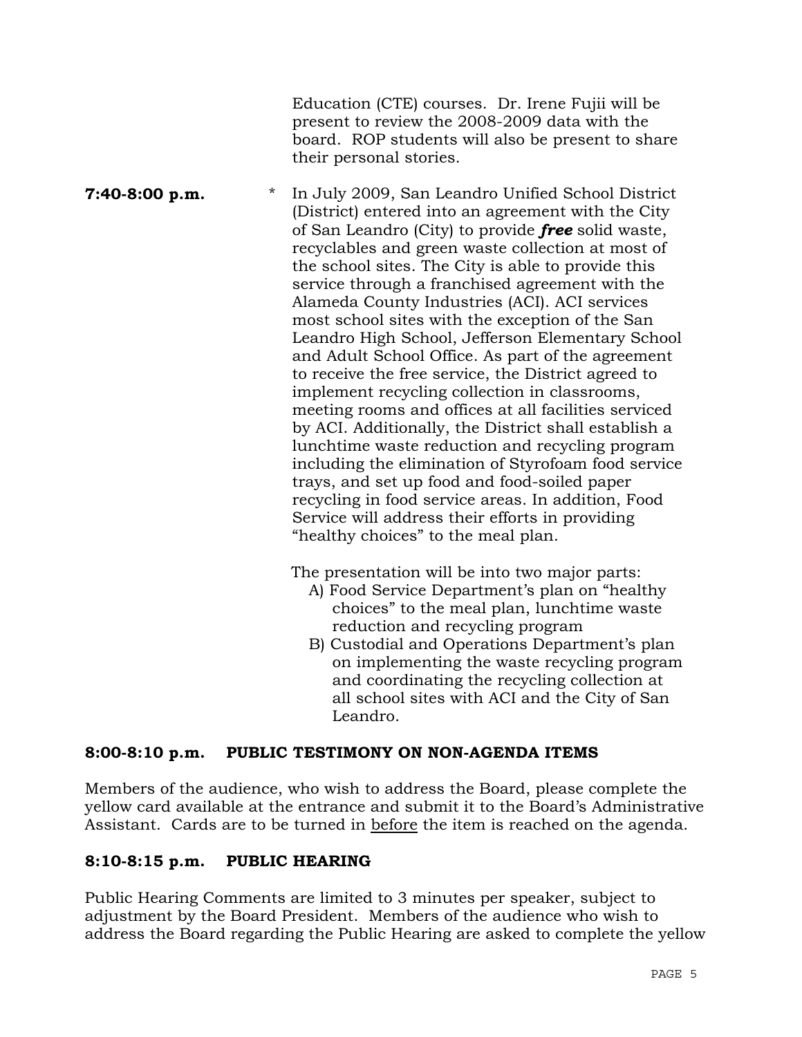Education (CTE) courses. Dr. Irene Fujii will be present to review the 2008-2009 data with the board. ROP students will also be present to share their personal stories.

**7:40-8:00 p.m.** * In July 2009, San Leandro Unified School District (District) entered into an agreement with the City of San Leandro (City) to provide ***free*** solid waste, recyclables and green waste collection at most of the school sites. The City is able to provide this service through a franchised agreement with the Alameda County Industries (ACI). ACI services most school sites with the exception of the San Leandro High School, Jefferson Elementary School and Adult School Office. As part of the agreement to receive the free service, the District agreed to implement recycling collection in classrooms, meeting rooms and offices at all facilities serviced by ACI. Additionally, the District shall establish a lunchtime waste reduction and recycling program including the elimination of Styrofoam food service trays, and set up food and food-soiled paper recycling in food service areas. In addition, Food Service will address their efforts in providing "healthy choices" to the meal plan.

The presentation will be into two major parts:

A) Food Service Department's plan on "healthy choices" to the meal plan, lunchtime waste reduction and recycling program

B) Custodial and Operations Department's plan on implementing the waste recycling program and coordinating the recycling collection at all school sites with ACI and the City of San Leandro.

## 8:00-8:10 p.m. PUBLIC TESTIMONY ON NON-AGENDA ITEMS

Members of the audience, who wish to address the Board, please complete the yellow card available at the entrance and submit it to the Board's Administrative Assistant. Cards are to be turned in <u>before</u> the item is reached on the agenda.

## 8:10-8:15 p.m. PUBLIC HEARING

Public Hearing Comments are limited to 3 minutes per speaker, subject to adjustment by the Board President. Members of the audience who wish to address the Board regarding the Public Hearing are asked to complete the yellow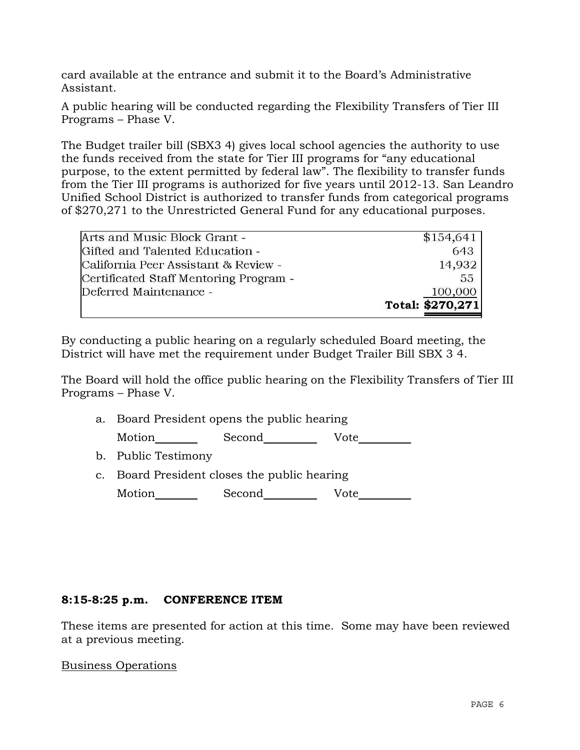card available at the entrance and submit it to the Board's Administrative Assistant.

A public hearing will be conducted regarding the Flexibility Transfers of Tier III Programs – Phase V.

The Budget trailer bill (SBX3 4) gives local school agencies the authority to use the funds received from the state for Tier III programs for "any educational purpose, to the extent permitted by federal law". The flexibility to transfer funds from the Tier III programs is authorized for five years until 2012-13. San Leandro Unified School District is authorized to transfer funds from categorical programs of $270,271 to the Unrestricted General Fund for any educational purposes.

| Program | Amount |
|---|---|
| Arts and Music Block Grant - | $154,641 |
| Gifted and Talented Education - | 643 |
| California Peer Assistant & Review - | 14,932 |
| Certificated Staff Mentoring Program - | 55 |
| Deferred Maintenance - | 100,000 |
| | **Total: $270,271** |

By conducting a public hearing on a regularly scheduled Board meeting, the District will have met the requirement under Budget Trailer Bill SBX 3 4.

The Board will hold the office public hearing on the Flexibility Transfers of Tier III Programs – Phase V.

a. Board President opens the public hearing

   Motion________ Second__________ Vote__________

b. Public Testimony

c. Board President closes the public hearing

   Motion________ Second__________ Vote__________

**8:15-8:25 p.m. CONFERENCE ITEM**

These items are presented for action at this time. Some may have been reviewed at a previous meeting.

Business Operations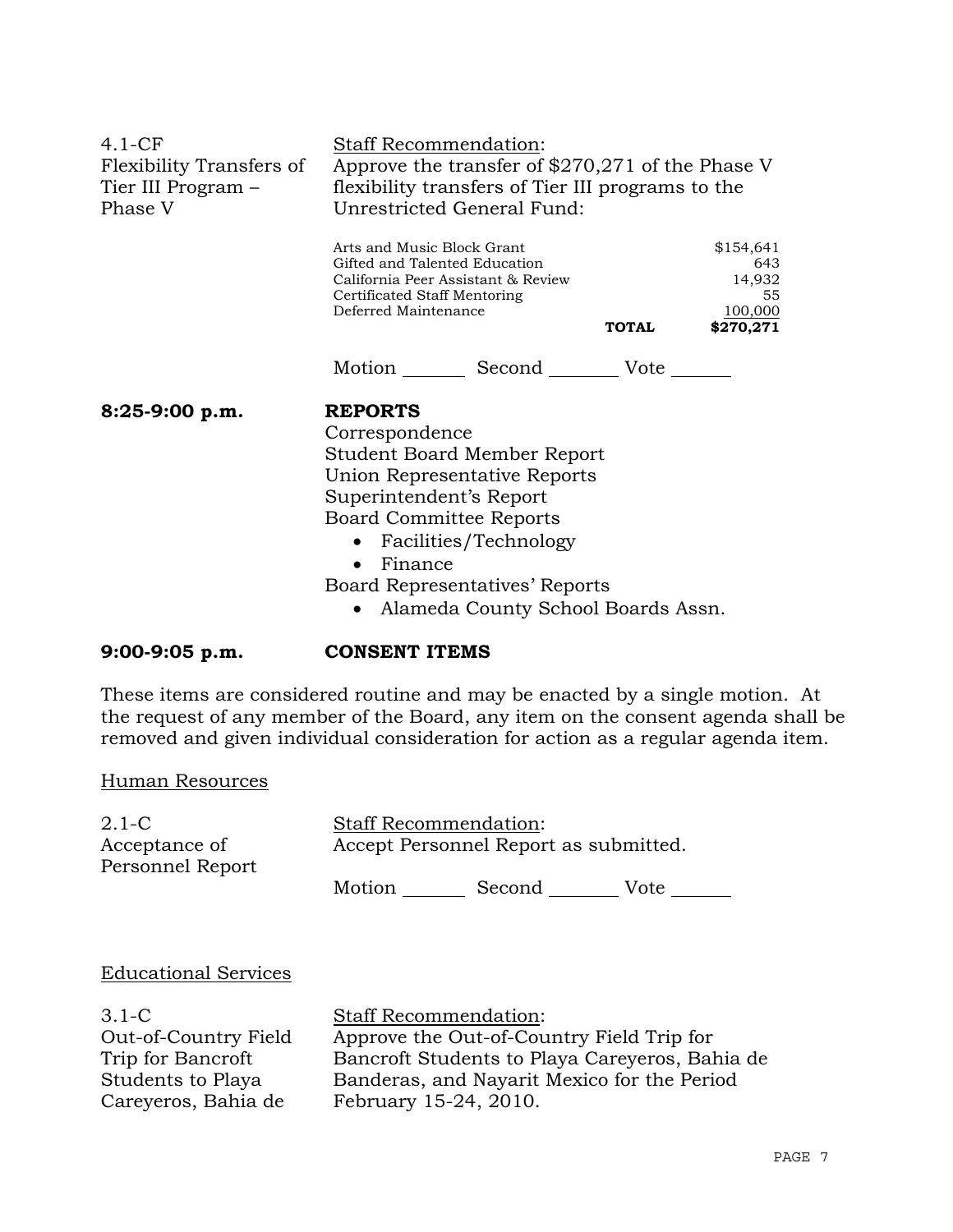4.1-CF
Flexibility Transfers of Tier III Program – Phase V

Staff Recommendation:
Approve the transfer of $270,271 of the Phase V flexibility transfers of Tier III programs to the Unrestricted General Fund:

| | | |
|---|---|---|
| Arts and Music Block Grant | | $154,641 |
| Gifted and Talented Education | | 643 |
| California Peer Assistant & Review | | 14,932 |
| Certificated Staff Mentoring | | 55 |
| Deferred Maintenance | | 100,000 |
| | **TOTAL** | **$270,271** |

Motion _______ Second ________ Vote _______

**8:25-9:00 p.m.** **REPORTS**

Correspondence
Student Board Member Report
Union Representative Reports
Superintendent's Report
Board Committee Reports

- Facilities/Technology
- Finance

Board Representatives' Reports

- Alameda County School Boards Assn.

**9:00-9:05 p.m.** **CONSENT ITEMS**

These items are considered routine and may be enacted by a single motion. At the request of any member of the Board, any item on the consent agenda shall be removed and given individual consideration for action as a regular agenda item.

Human Resources

2.1-C
Acceptance of Personnel Report

Staff Recommendation:
Accept Personnel Report as submitted.

Motion _______ Second ________ Vote _______

Educational Services

3.1-C
Out-of-Country Field Trip for Bancroft Students to Playa Careyeros, Bahia de

Staff Recommendation:
Approve the Out-of-Country Field Trip for Bancroft Students to Playa Careyeros, Bahia de Banderas, and Nayarit Mexico for the Period February 15-24, 2010.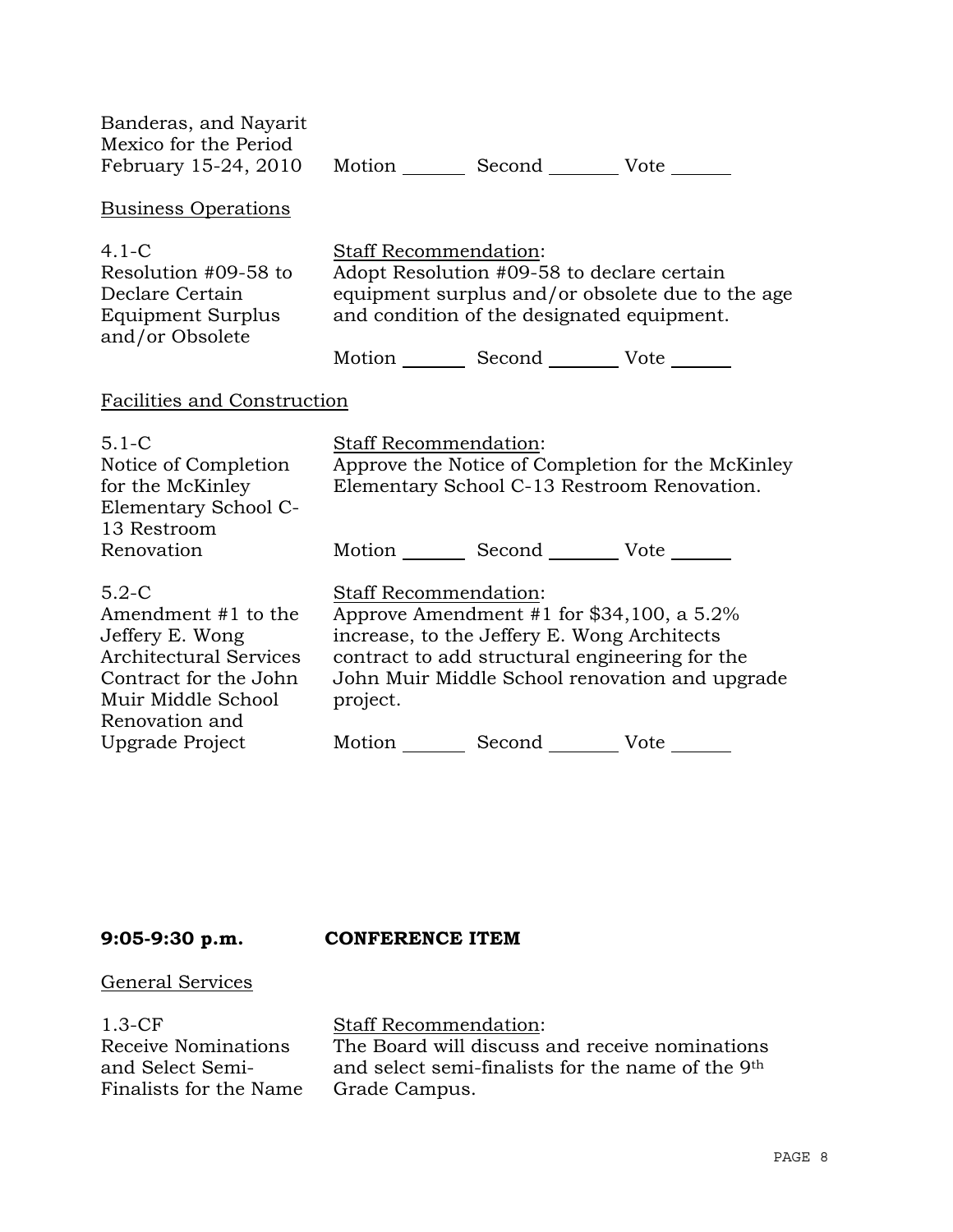Banderas, and Nayarit Mexico for the Period February 15-24, 2010 — Motion ______ Second ______ Vote ______

Business Operations

4.1-C
Resolution #09-58 to Declare Certain Equipment Surplus and/or Obsolete

Staff Recommendation:
Adopt Resolution #09-58 to declare certain equipment surplus and/or obsolete due to the age and condition of the designated equipment.

Motion ______ Second ______ Vote ______

Facilities and Construction

5.1-C
Notice of Completion for the McKinley Elementary School C-13 Restroom Renovation

Staff Recommendation:
Approve the Notice of Completion for the McKinley Elementary School C-13 Restroom Renovation.

Motion ______ Second ______ Vote ______

5.2-C
Amendment #1 to the Jeffery E. Wong Architectural Services Contract for the John Muir Middle School Renovation and Upgrade Project

Staff Recommendation:
Approve Amendment #1 for $34,100, a 5.2% increase, to the Jeffery E. Wong Architects contract to add structural engineering for the John Muir Middle School renovation and upgrade project.

Motion ______ Second ______ Vote ______

**9:05-9:30 p.m.** **CONFERENCE ITEM**

General Services

1.3-CF
Receive Nominations and Select Semi-Finalists for the Name

Staff Recommendation:
The Board will discuss and receive nominations and select semi-finalists for the name of the 9th Grade Campus.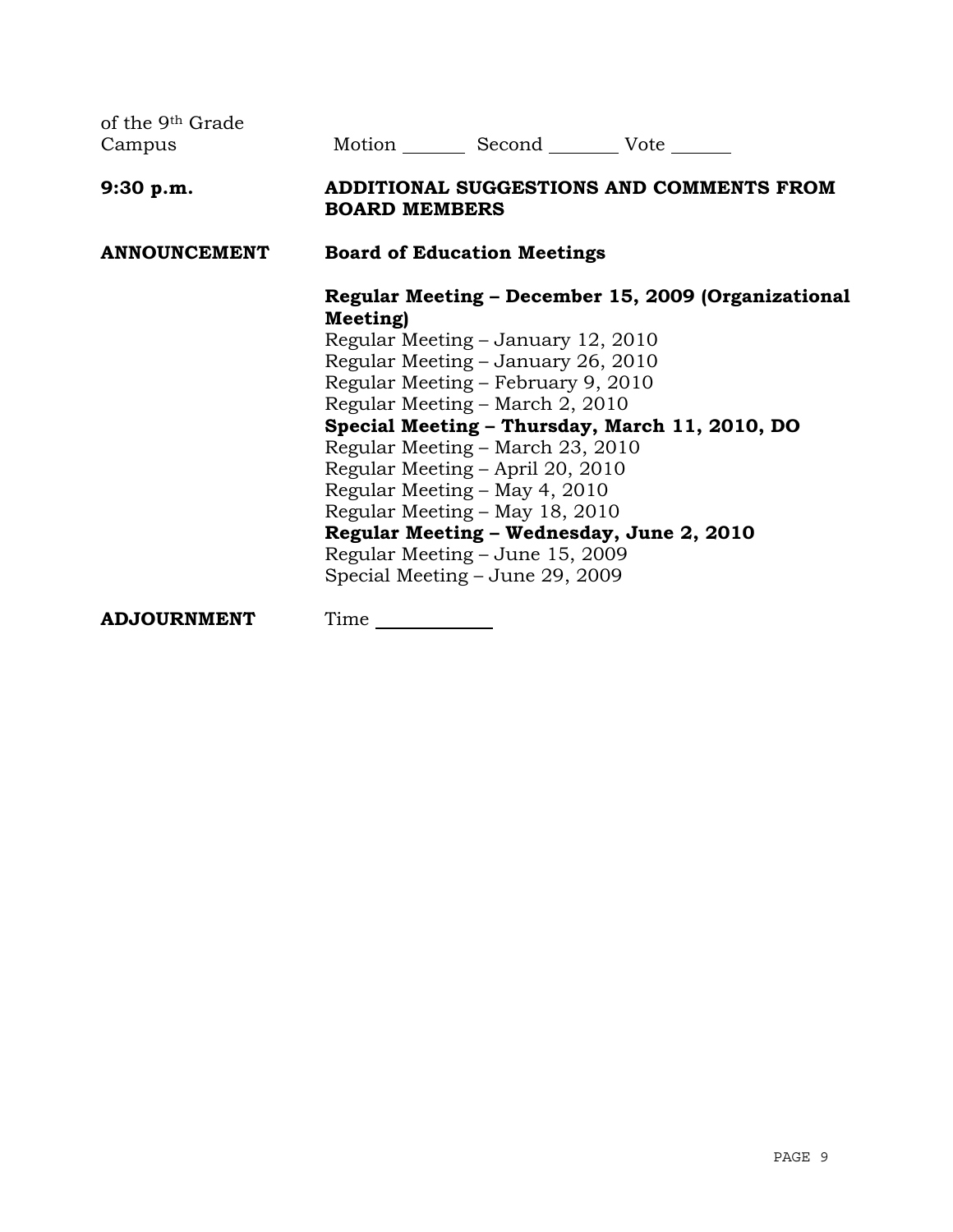of the 9th Grade Campus Motion _______ Second _______ Vote _______

**9:30 p.m.** **ADDITIONAL SUGGESTIONS AND COMMENTS FROM BOARD MEMBERS**

**ANNOUNCEMENT** **Board of Education Meetings**

**Regular Meeting – December 15, 2009 (Organizational Meeting)**
Regular Meeting – January 12, 2010
Regular Meeting – January 26, 2010
Regular Meeting – February 9, 2010
Regular Meeting – March 2, 2010
**Special Meeting – Thursday, March 11, 2010, DO**
Regular Meeting – March 23, 2010
Regular Meeting – April 20, 2010
Regular Meeting – May 4, 2010
Regular Meeting – May 18, 2010
**Regular Meeting – Wednesday, June 2, 2010**
Regular Meeting – June 15, 2009
Special Meeting – June 29, 2009

**ADJOURNMENT** Time ___________